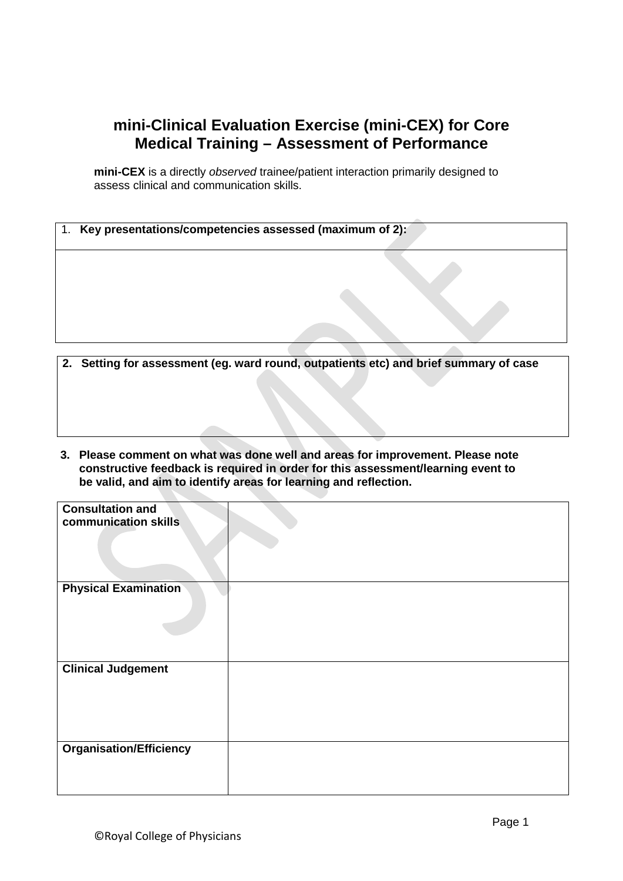# mini-Clinical Evaluation Exercise (mini-CEX) for Core Medical Training – Assessment of Performance

**mini-CEX** is a directly *observed* trainee/patient interaction primarily designed to assess clinical and communication skills.

| 1. **Key presentations/competencies assessed (maximum of 2):** |
| --- |
| |

| **2. Setting for assessment (eg. ward round, outpatients etc) and brief summary of case** |
| --- |
| |

**3. Please comment on what was done well and areas for improvement. Please note constructive feedback is required in order for this assessment/learning event to be valid, and aim to identify areas for learning and reflection.**

| | |
| --- | --- |
| **Consultation and communication skills** | |
| **Physical Examination** | |
| **Clinical Judgement** | |
| **Organisation/Efficiency** | |

©Royal College of Physicians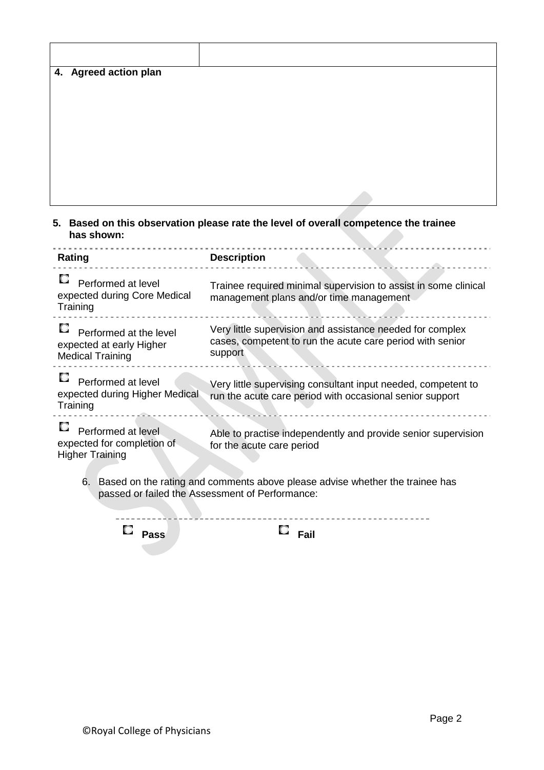| | |
|---|---|
| | |

**4. Agreed action plan**

**5. Based on this observation please rate the level of overall competence the trainee has shown:**

| Rating | Description |
|---|---|
| ☐ Performed at level expected during Core Medical Training | Trainee required minimal supervision to assist in some clinical management plans and/or time management |
| ☐ Performed at the level expected at early Higher Medical Training | Very little supervision and assistance needed for complex cases, competent to run the acute care period with senior support |
| ☐ Performed at level expected during Higher Medical Training | Very little supervising consultant input needed, competent to run the acute care period with occasional senior support |
| ☐ Performed at level expected for completion of Higher Training | Able to practise independently and provide senior supervision for the acute care period |

6. Based on the rating and comments above please advise whether the trainee has passed or failed the Assessment of Performance:

☐ **Pass** ☐ **Fail**

©Royal College of Physicians